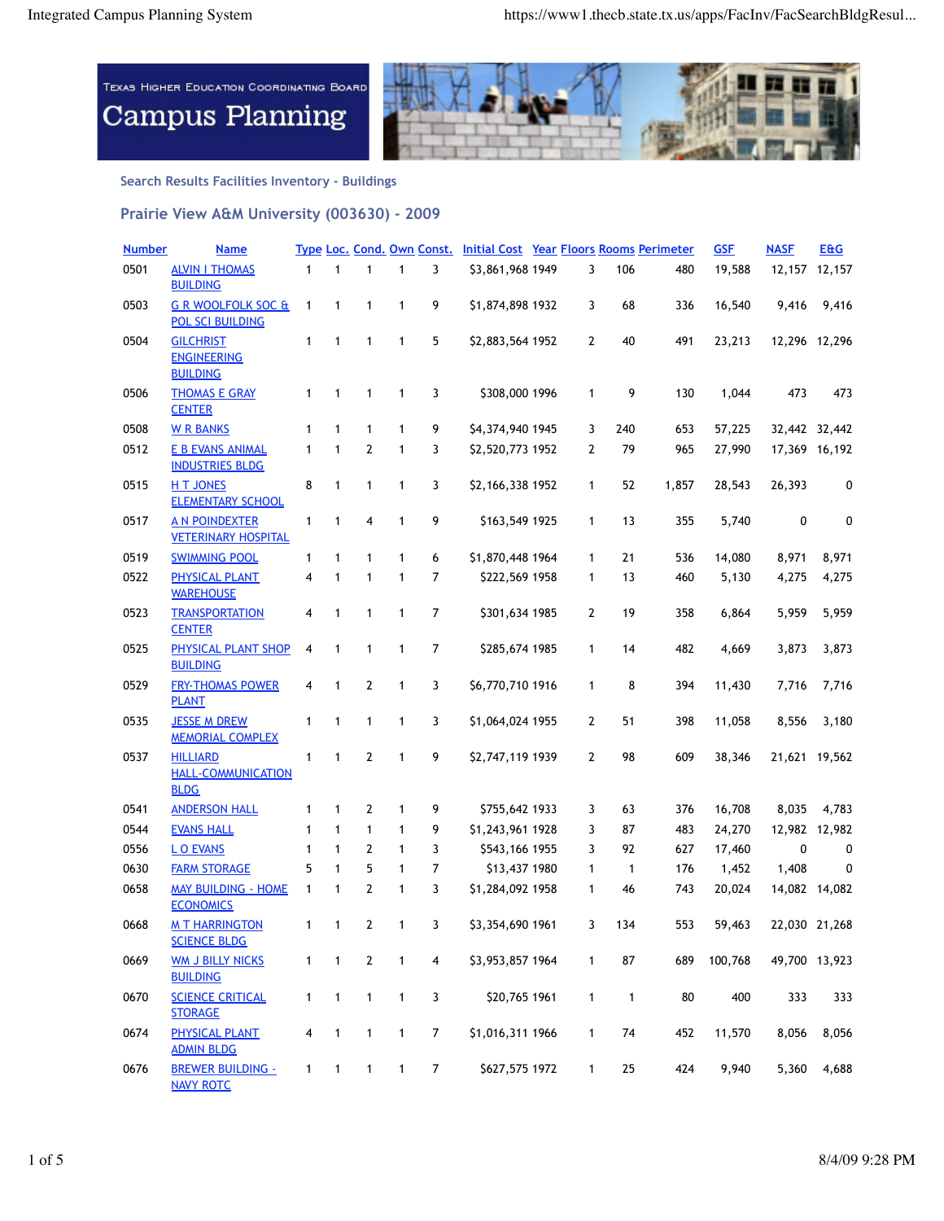Texas Higher Education Coordinating Board

# Campus Planning

## Search Results Facilities Inventory - Buildings

## Prairie View A&M University (003630) - 2009

| Number | Name | Type | Loc. | Cond. | Own | Const. | Initial Cost | Year | Floors | Rooms | Perimeter | GSF | NASF | E&G |
|---|---|---|---|---|---|---|---|---|---|---|---|---|---|---|
| 0501 | ALVIN I THOMAS BUILDING | 1 | 1 | 1 | 1 | 3 | $3,861,968 | 1949 | 3 | 106 | 480 | 19,588 | 12,157 | 12,157 |
| 0503 | G R WOOLFOLK SOC & POL SCI BUILDING | 1 | 1 | 1 | 1 | 9 | $1,874,898 | 1932 | 3 | 68 | 336 | 16,540 | 9,416 | 9,416 |
| 0504 | GILCHRIST ENGINEERING BUILDING | 1 | 1 | 1 | 1 | 5 | $2,883,564 | 1952 | 2 | 40 | 491 | 23,213 | 12,296 | 12,296 |
| 0506 | THOMAS E GRAY CENTER | 1 | 1 | 1 | 1 | 3 | $308,000 | 1996 | 1 | 9 | 130 | 1,044 | 473 | 473 |
| 0508 | W R BANKS | 1 | 1 | 1 | 1 | 9 | $4,374,940 | 1945 | 3 | 240 | 653 | 57,225 | 32,442 | 32,442 |
| 0512 | E B EVANS ANIMAL INDUSTRIES BLDG | 1 | 1 | 2 | 1 | 3 | $2,520,773 | 1952 | 2 | 79 | 965 | 27,990 | 17,369 | 16,192 |
| 0515 | H T JONES ELEMENTARY SCHOOL | 8 | 1 | 1 | 1 | 3 | $2,166,338 | 1952 | 1 | 52 | 1,857 | 28,543 | 26,393 | 0 |
| 0517 | A N POINDEXTER VETERINARY HOSPITAL | 1 | 1 | 4 | 1 | 9 | $163,549 | 1925 | 1 | 13 | 355 | 5,740 | 0 | 0 |
| 0519 | SWIMMING POOL | 1 | 1 | 1 | 1 | 6 | $1,870,448 | 1964 | 1 | 21 | 536 | 14,080 | 8,971 | 8,971 |
| 0522 | PHYSICAL PLANT WAREHOUSE | 4 | 1 | 1 | 1 | 7 | $222,569 | 1958 | 1 | 13 | 460 | 5,130 | 4,275 | 4,275 |
| 0523 | TRANSPORTATION CENTER | 4 | 1 | 1 | 1 | 7 | $301,634 | 1985 | 2 | 19 | 358 | 6,864 | 5,959 | 5,959 |
| 0525 | PHYSICAL PLANT SHOP BUILDING | 4 | 1 | 1 | 1 | 7 | $285,674 | 1985 | 1 | 14 | 482 | 4,669 | 3,873 | 3,873 |
| 0529 | FRY-THOMAS POWER PLANT | 4 | 1 | 2 | 1 | 3 | $6,770,710 | 1916 | 1 | 8 | 394 | 11,430 | 7,716 | 7,716 |
| 0535 | JESSE M DREW MEMORIAL COMPLEX | 1 | 1 | 1 | 1 | 3 | $1,064,024 | 1955 | 2 | 51 | 398 | 11,058 | 8,556 | 3,180 |
| 0537 | HILLIARD HALL-COMMUNICATION BLDG | 1 | 1 | 2 | 1 | 9 | $2,747,119 | 1939 | 2 | 98 | 609 | 38,346 | 21,621 | 19,562 |
| 0541 | ANDERSON HALL | 1 | 1 | 2 | 1 | 9 | $755,642 | 1933 | 3 | 63 | 376 | 16,708 | 8,035 | 4,783 |
| 0544 | EVANS HALL | 1 | 1 | 1 | 1 | 9 | $1,243,961 | 1928 | 3 | 87 | 483 | 24,270 | 12,982 | 12,982 |
| 0556 | L O EVANS | 1 | 1 | 2 | 1 | 3 | $543,166 | 1955 | 3 | 92 | 627 | 17,460 | 0 | 0 |
| 0630 | FARM STORAGE | 5 | 1 | 5 | 1 | 7 | $13,437 | 1980 | 1 | 1 | 176 | 1,452 | 1,408 | 0 |
| 0658 | MAY BUILDING - HOME ECONOMICS | 1 | 1 | 2 | 1 | 3 | $1,284,092 | 1958 | 1 | 46 | 743 | 20,024 | 14,082 | 14,082 |
| 0668 | M T HARRINGTON SCIENCE BLDG | 1 | 1 | 2 | 1 | 3 | $3,354,690 | 1961 | 3 | 134 | 553 | 59,463 | 22,030 | 21,268 |
| 0669 | WM J BILLY NICKS BUILDING | 1 | 1 | 2 | 1 | 4 | $3,953,857 | 1964 | 1 | 87 | 689 | 100,768 | 49,700 | 13,923 |
| 0670 | SCIENCE CRITICAL STORAGE | 1 | 1 | 1 | 1 | 3 | $20,765 | 1961 | 1 | 1 | 80 | 400 | 333 | 333 |
| 0674 | PHYSICAL PLANT ADMIN BLDG | 4 | 1 | 1 | 1 | 7 | $1,016,311 | 1966 | 1 | 74 | 452 | 11,570 | 8,056 | 8,056 |
| 0676 | BREWER BUILDING - NAVY ROTC | 1 | 1 | 1 | 1 | 7 | $627,575 | 1972 | 1 | 25 | 424 | 9,940 | 5,360 | 4,688 |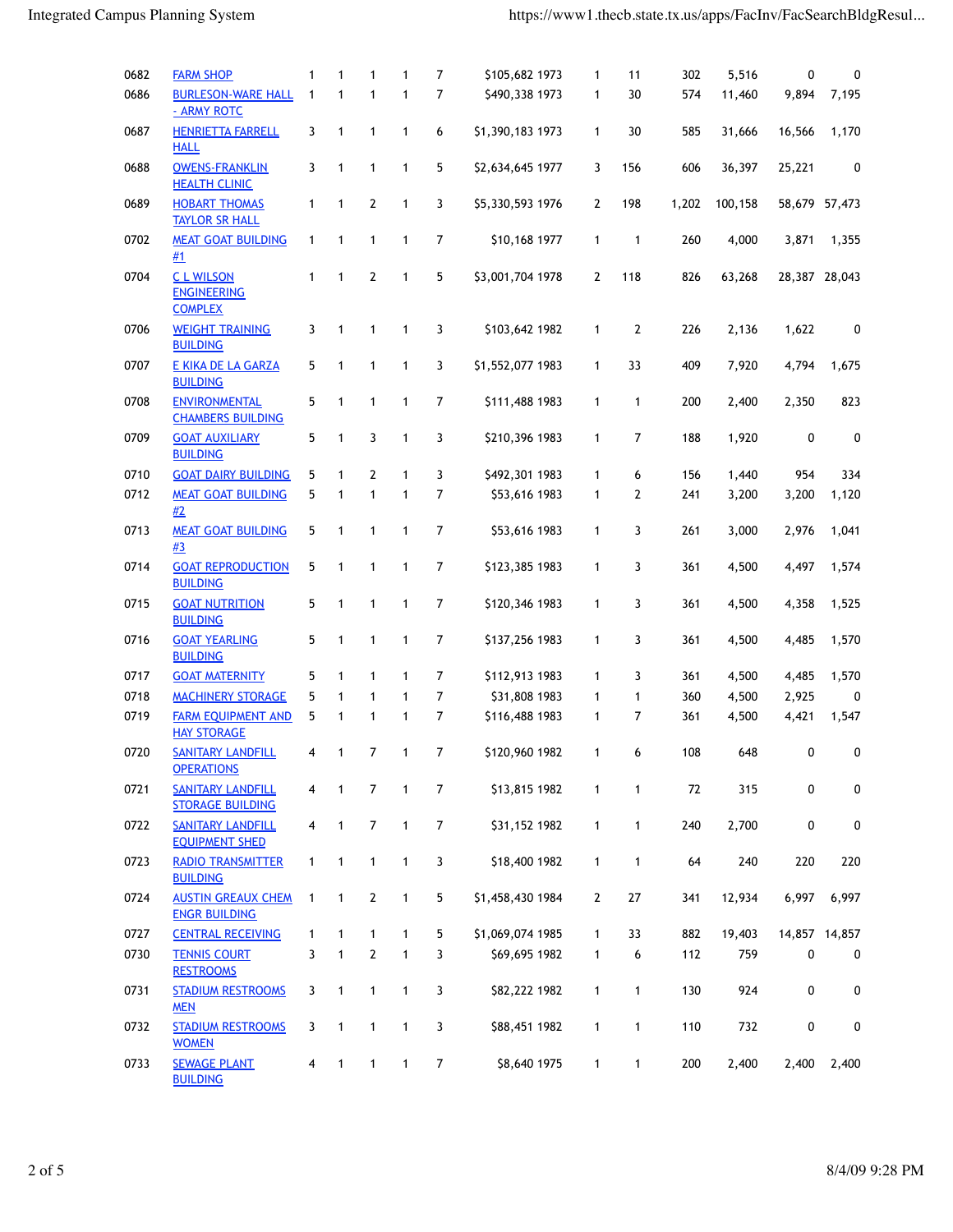| | | | | | | | | | | | | | |
|---|---|---|---|---|---|---|---|---|---|---|---|---|---|
| 0682 | FARM SHOP | 1 | 1 | 1 | 1 | 7 | $105,682 1973 | 1 | 11 | 302 | 5,516 | 0 | 0 |
| 0686 | BURLESON-WARE HALL - ARMY ROTC | 1 | 1 | 1 | 1 | 7 | $490,338 1973 | 1 | 30 | 574 | 11,460 | 9,894 | 7,195 |
| 0687 | HENRIETTA FARRELL HALL | 3 | 1 | 1 | 1 | 6 | $1,390,183 1973 | 1 | 30 | 585 | 31,666 | 16,566 | 1,170 |
| 0688 | OWENS-FRANKLIN HEALTH CLINIC | 3 | 1 | 1 | 1 | 5 | $2,634,645 1977 | 3 | 156 | 606 | 36,397 | 25,221 | 0 |
| 0689 | HOBART THOMAS TAYLOR SR HALL | 1 | 1 | 2 | 1 | 3 | $5,330,593 1976 | 2 | 198 | 1,202 | 100,158 | 58,679 | 57,473 |
| 0702 | MEAT GOAT BUILDING #1 | 1 | 1 | 1 | 1 | 7 | $10,168 1977 | 1 | 1 | 260 | 4,000 | 3,871 | 1,355 |
| 0704 | C L WILSON ENGINEERING COMPLEX | 1 | 1 | 2 | 1 | 5 | $3,001,704 1978 | 2 | 118 | 826 | 63,268 | 28,387 | 28,043 |
| 0706 | WEIGHT TRAINING BUILDING | 3 | 1 | 1 | 1 | 3 | $103,642 1982 | 1 | 2 | 226 | 2,136 | 1,622 | 0 |
| 0707 | E KIKA DE LA GARZA BUILDING | 5 | 1 | 1 | 1 | 3 | $1,552,077 1983 | 1 | 33 | 409 | 7,920 | 4,794 | 1,675 |
| 0708 | ENVIRONMENTAL CHAMBERS BUILDING | 5 | 1 | 1 | 1 | 7 | $111,488 1983 | 1 | 1 | 200 | 2,400 | 2,350 | 823 |
| 0709 | GOAT AUXILIARY BUILDING | 5 | 1 | 3 | 1 | 3 | $210,396 1983 | 1 | 7 | 188 | 1,920 | 0 | 0 |
| 0710 | GOAT DAIRY BUILDING | 5 | 1 | 2 | 1 | 3 | $492,301 1983 | 1 | 6 | 156 | 1,440 | 954 | 334 |
| 0712 | MEAT GOAT BUILDING #2 | 5 | 1 | 1 | 1 | 7 | $53,616 1983 | 1 | 2 | 241 | 3,200 | 3,200 | 1,120 |
| 0713 | MEAT GOAT BUILDING #3 | 5 | 1 | 1 | 1 | 7 | $53,616 1983 | 1 | 3 | 261 | 3,000 | 2,976 | 1,041 |
| 0714 | GOAT REPRODUCTION BUILDING | 5 | 1 | 1 | 1 | 7 | $123,385 1983 | 1 | 3 | 361 | 4,500 | 4,497 | 1,574 |
| 0715 | GOAT NUTRITION BUILDING | 5 | 1 | 1 | 1 | 7 | $120,346 1983 | 1 | 3 | 361 | 4,500 | 4,358 | 1,525 |
| 0716 | GOAT YEARLING BUILDING | 5 | 1 | 1 | 1 | 7 | $137,256 1983 | 1 | 3 | 361 | 4,500 | 4,485 | 1,570 |
| 0717 | GOAT MATERNITY | 5 | 1 | 1 | 1 | 7 | $112,913 1983 | 1 | 3 | 361 | 4,500 | 4,485 | 1,570 |
| 0718 | MACHINERY STORAGE | 5 | 1 | 1 | 1 | 7 | $31,808 1983 | 1 | 1 | 360 | 4,500 | 2,925 | 0 |
| 0719 | FARM EQUIPMENT AND HAY STORAGE | 5 | 1 | 1 | 1 | 7 | $116,488 1983 | 1 | 7 | 361 | 4,500 | 4,421 | 1,547 |
| 0720 | SANITARY LANDFILL OPERATIONS | 4 | 1 | 7 | 1 | 7 | $120,960 1982 | 1 | 6 | 108 | 648 | 0 | 0 |
| 0721 | SANITARY LANDFILL STORAGE BUILDING | 4 | 1 | 7 | 1 | 7 | $13,815 1982 | 1 | 1 | 72 | 315 | 0 | 0 |
| 0722 | SANITARY LANDFILL EQUIPMENT SHED | 4 | 1 | 7 | 1 | 7 | $31,152 1982 | 1 | 1 | 240 | 2,700 | 0 | 0 |
| 0723 | RADIO TRANSMITTER BUILDING | 1 | 1 | 1 | 1 | 3 | $18,400 1982 | 1 | 1 | 64 | 240 | 220 | 220 |
| 0724 | AUSTIN GREAUX CHEM ENGR BUILDING | 1 | 1 | 2 | 1 | 5 | $1,458,430 1984 | 2 | 27 | 341 | 12,934 | 6,997 | 6,997 |
| 0727 | CENTRAL RECEIVING | 1 | 1 | 1 | 1 | 5 | $1,069,074 1985 | 1 | 33 | 882 | 19,403 | 14,857 | 14,857 |
| 0730 | TENNIS COURT RESTROOMS | 3 | 1 | 2 | 1 | 3 | $69,695 1982 | 1 | 6 | 112 | 759 | 0 | 0 |
| 0731 | STADIUM RESTROOMS MEN | 3 | 1 | 1 | 1 | 3 | $82,222 1982 | 1 | 1 | 130 | 924 | 0 | 0 |
| 0732 | STADIUM RESTROOMS WOMEN | 3 | 1 | 1 | 1 | 3 | $88,451 1982 | 1 | 1 | 110 | 732 | 0 | 0 |
| 0733 | SEWAGE PLANT BUILDING | 4 | 1 | 1 | 1 | 7 | $8,640 1975 | 1 | 1 | 200 | 2,400 | 2,400 | 2,400 |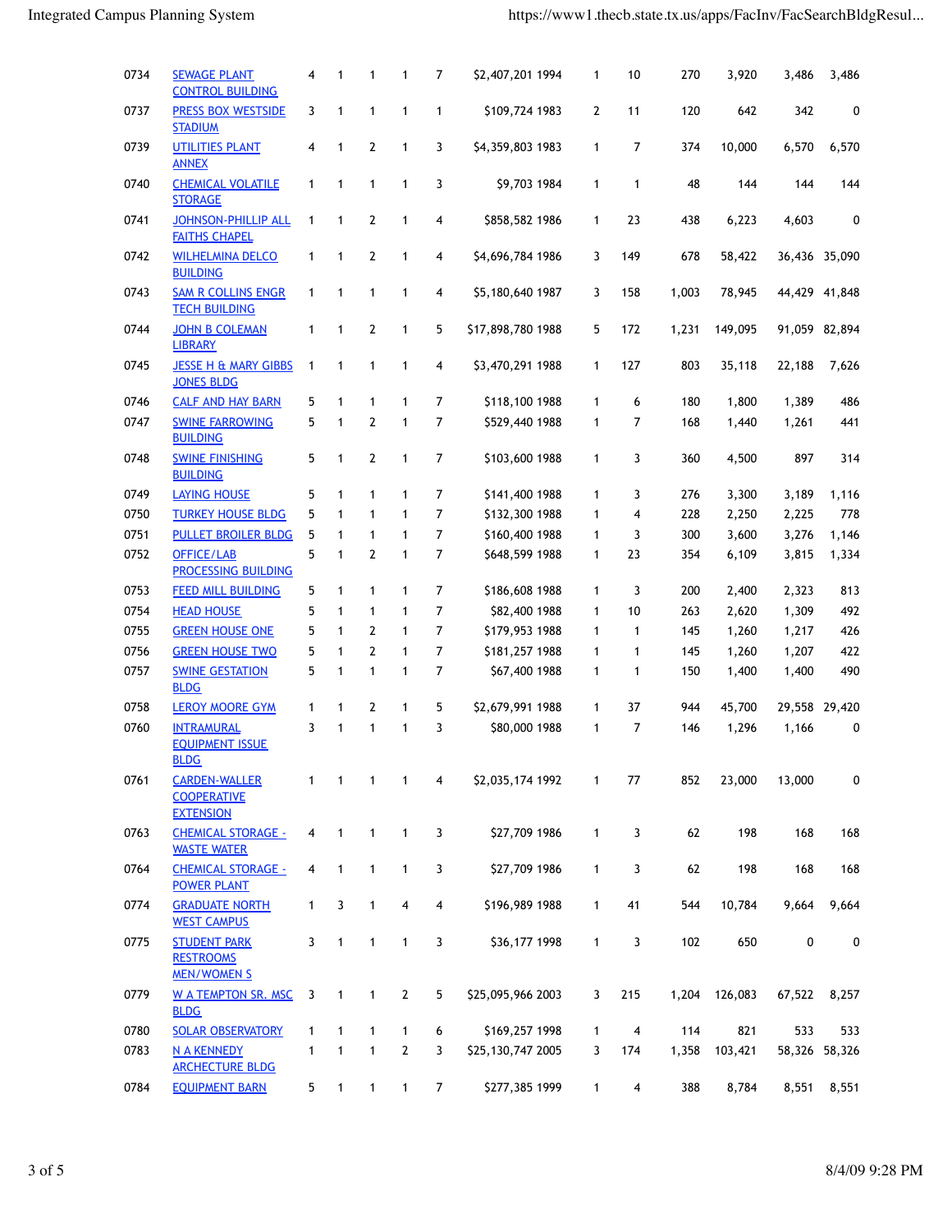| | | | | | | | | | | | | | | |
|---|---|---|---|---|---|---|---|---|---|---|---|---|---|---|
| 0734 | SEWAGE PLANT CONTROL BUILDING | 4 | 1 | 1 | 1 | 7 | $2,407,201 | 1994 | 1 | 10 | 270 | 3,920 | 3,486 | 3,486 |
| 0737 | PRESS BOX WESTSIDE STADIUM | 3 | 1 | 1 | 1 | 1 | $109,724 | 1983 | 2 | 11 | 120 | 642 | 342 | 0 |
| 0739 | UTILITIES PLANT ANNEX | 4 | 1 | 2 | 1 | 3 | $4,359,803 | 1983 | 1 | 7 | 374 | 10,000 | 6,570 | 6,570 |
| 0740 | CHEMICAL VOLATILE STORAGE | 1 | 1 | 1 | 1 | 3 | $9,703 | 1984 | 1 | 1 | 48 | 144 | 144 | 144 |
| 0741 | JOHNSON-PHILLIP ALL FAITHS CHAPEL | 1 | 1 | 2 | 1 | 4 | $858,582 | 1986 | 1 | 23 | 438 | 6,223 | 4,603 | 0 |
| 0742 | WILHELMINA DELCO BUILDING | 1 | 1 | 2 | 1 | 4 | $4,696,784 | 1986 | 3 | 149 | 678 | 58,422 | 36,436 | 35,090 |
| 0743 | SAM R COLLINS ENGR TECH BUILDING | 1 | 1 | 1 | 1 | 4 | $5,180,640 | 1987 | 3 | 158 | 1,003 | 78,945 | 44,429 | 41,848 |
| 0744 | JOHN B COLEMAN LIBRARY | 1 | 1 | 2 | 1 | 5 | $17,898,780 | 1988 | 5 | 172 | 1,231 | 149,095 | 91,059 | 82,894 |
| 0745 | JESSE H & MARY GIBBS JONES BLDG | 1 | 1 | 1 | 1 | 4 | $3,470,291 | 1988 | 1 | 127 | 803 | 35,118 | 22,188 | 7,626 |
| 0746 | CALF AND HAY BARN | 5 | 1 | 1 | 1 | 7 | $118,100 | 1988 | 1 | 6 | 180 | 1,800 | 1,389 | 486 |
| 0747 | SWINE FARROWING BUILDING | 5 | 1 | 2 | 1 | 7 | $529,440 | 1988 | 1 | 7 | 168 | 1,440 | 1,261 | 441 |
| 0748 | SWINE FINISHING BUILDING | 5 | 1 | 2 | 1 | 7 | $103,600 | 1988 | 1 | 3 | 360 | 4,500 | 897 | 314 |
| 0749 | LAYING HOUSE | 5 | 1 | 1 | 1 | 7 | $141,400 | 1988 | 1 | 3 | 276 | 3,300 | 3,189 | 1,116 |
| 0750 | TURKEY HOUSE BLDG | 5 | 1 | 1 | 1 | 7 | $132,300 | 1988 | 1 | 4 | 228 | 2,250 | 2,225 | 778 |
| 0751 | PULLET BROILER BLDG | 5 | 1 | 1 | 1 | 7 | $160,400 | 1988 | 1 | 3 | 300 | 3,600 | 3,276 | 1,146 |
| 0752 | OFFICE/LAB PROCESSING BUILDING | 5 | 1 | 2 | 1 | 7 | $648,599 | 1988 | 1 | 23 | 354 | 6,109 | 3,815 | 1,334 |
| 0753 | FEED MILL BUILDING | 5 | 1 | 1 | 1 | 7 | $186,608 | 1988 | 1 | 3 | 200 | 2,400 | 2,323 | 813 |
| 0754 | HEAD HOUSE | 5 | 1 | 1 | 1 | 7 | $82,400 | 1988 | 1 | 10 | 263 | 2,620 | 1,309 | 492 |
| 0755 | GREEN HOUSE ONE | 5 | 1 | 2 | 1 | 7 | $179,953 | 1988 | 1 | 1 | 145 | 1,260 | 1,217 | 426 |
| 0756 | GREEN HOUSE TWO | 5 | 1 | 2 | 1 | 7 | $181,257 | 1988 | 1 | 1 | 145 | 1,260 | 1,207 | 422 |
| 0757 | SWINE GESTATION BLDG | 5 | 1 | 1 | 1 | 7 | $67,400 | 1988 | 1 | 1 | 150 | 1,400 | 1,400 | 490 |
| 0758 | LEROY MOORE GYM | 1 | 1 | 2 | 1 | 5 | $2,679,991 | 1988 | 1 | 37 | 944 | 45,700 | 29,558 | 29,420 |
| 0760 | INTRAMURAL EQUIPMENT ISSUE BLDG | 3 | 1 | 1 | 1 | 3 | $80,000 | 1988 | 1 | 7 | 146 | 1,296 | 1,166 | 0 |
| 0761 | CARDEN-WALLER COOPERATIVE EXTENSION | 1 | 1 | 1 | 1 | 4 | $2,035,174 | 1992 | 1 | 77 | 852 | 23,000 | 13,000 | 0 |
| 0763 | CHEMICAL STORAGE - WASTE WATER | 4 | 1 | 1 | 1 | 3 | $27,709 | 1986 | 1 | 3 | 62 | 198 | 168 | 168 |
| 0764 | CHEMICAL STORAGE - POWER PLANT | 4 | 1 | 1 | 1 | 3 | $27,709 | 1986 | 1 | 3 | 62 | 198 | 168 | 168 |
| 0774 | GRADUATE NORTH WEST CAMPUS | 1 | 3 | 1 | 4 | 4 | $196,989 | 1988 | 1 | 41 | 544 | 10,784 | 9,664 | 9,664 |
| 0775 | STUDENT PARK RESTROOMS MEN/WOMEN S | 3 | 1 | 1 | 1 | 3 | $36,177 | 1998 | 1 | 3 | 102 | 650 | 0 | 0 |
| 0779 | W A TEMPTON SR. MSC BLDG | 3 | 1 | 1 | 2 | 5 | $25,095,966 | 2003 | 3 | 215 | 1,204 | 126,083 | 67,522 | 8,257 |
| 0780 | SOLAR OBSERVATORY | 1 | 1 | 1 | 1 | 6 | $169,257 | 1998 | 1 | 4 | 114 | 821 | 533 | 533 |
| 0783 | N A KENNEDY ARCHECTURE BLDG | 1 | 1 | 1 | 2 | 3 | $25,130,747 | 2005 | 3 | 174 | 1,358 | 103,421 | 58,326 | 58,326 |
| 0784 | EQUIPMENT BARN | 5 | 1 | 1 | 1 | 7 | $277,385 | 1999 | 1 | 4 | 388 | 8,784 | 8,551 | 8,551 |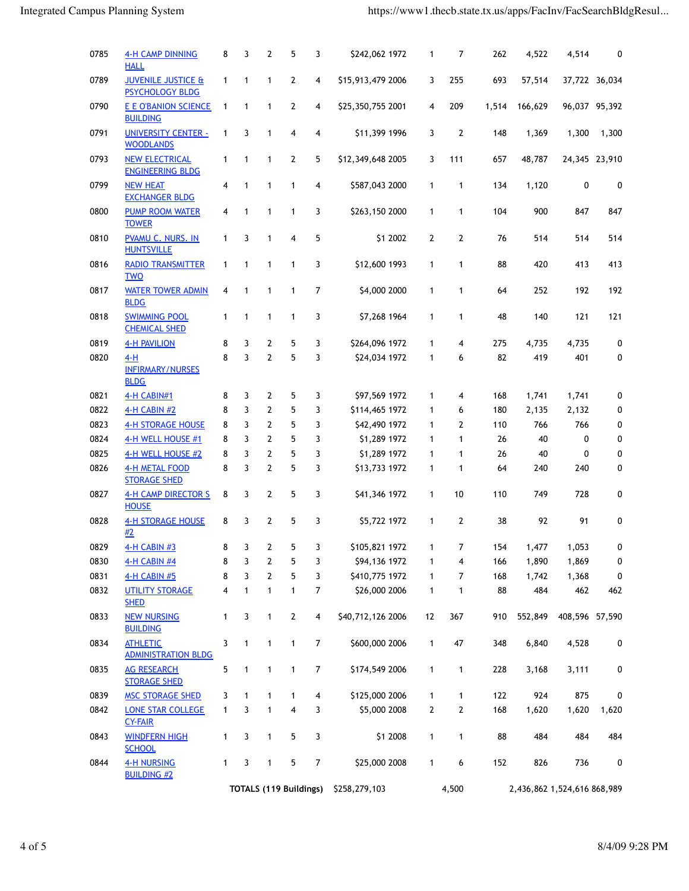| | | | | | | | | | | | | | | |
|---|---|---|---|---|---|---|---|---|---|---|---|---|---|---|
| 0785 | 4-H CAMP DINNING HALL | 8 | 3 | 2 | 5 | 3 | $242,062 | 1972 | 1 | 7 | 262 | 4,522 | 4,514 | 0 |
| 0789 | JUVENILE JUSTICE & PSYCHOLOGY BLDG | 1 | 1 | 1 | 2 | 4 | $15,913,479 | 2006 | 3 | 255 | 693 | 57,514 | 37,722 | 36,034 |
| 0790 | E E O'BANION SCIENCE BUILDING | 1 | 1 | 1 | 2 | 4 | $25,350,755 | 2001 | 4 | 209 | 1,514 | 166,629 | 96,037 | 95,392 |
| 0791 | UNIVERSITY CENTER - WOODLANDS | 1 | 3 | 1 | 4 | 4 | $11,399 | 1996 | 3 | 2 | 148 | 1,369 | 1,300 | 1,300 |
| 0793 | NEW ELECTRICAL ENGINEERING BLDG | 1 | 1 | 1 | 2 | 5 | $12,349,648 | 2005 | 3 | 111 | 657 | 48,787 | 24,345 | 23,910 |
| 0799 | NEW HEAT EXCHANGER BLDG | 4 | 1 | 1 | 1 | 4 | $587,043 | 2000 | 1 | 1 | 134 | 1,120 | 0 | 0 |
| 0800 | PUMP ROOM WATER TOWER | 4 | 1 | 1 | 1 | 3 | $263,150 | 2000 | 1 | 1 | 104 | 900 | 847 | 847 |
| 0810 | PVAMU C. NURS. IN HUNTSVILLE | 1 | 3 | 1 | 4 | 5 | $1 | 2002 | 2 | 2 | 76 | 514 | 514 | 514 |
| 0816 | RADIO TRANSMITTER TWO | 1 | 1 | 1 | 1 | 3 | $12,600 | 1993 | 1 | 1 | 88 | 420 | 413 | 413 |
| 0817 | WATER TOWER ADMIN BLDG | 4 | 1 | 1 | 1 | 7 | $4,000 | 2000 | 1 | 1 | 64 | 252 | 192 | 192 |
| 0818 | SWIMMING POOL CHEMICAL SHED | 1 | 1 | 1 | 1 | 3 | $7,268 | 1964 | 1 | 1 | 48 | 140 | 121 | 121 |
| 0819 | 4-H PAVILION | 8 | 3 | 2 | 5 | 3 | $264,096 | 1972 | 1 | 4 | 275 | 4,735 | 4,735 | 0 |
| 0820 | 4-H INFIRMARY/NURSES BLDG | 8 | 3 | 2 | 5 | 3 | $24,034 | 1972 | 1 | 6 | 82 | 419 | 401 | 0 |
| 0821 | 4-H CABIN#1 | 8 | 3 | 2 | 5 | 3 | $97,569 | 1972 | 1 | 4 | 168 | 1,741 | 1,741 | 0 |
| 0822 | 4-H CABIN #2 | 8 | 3 | 2 | 5 | 3 | $114,465 | 1972 | 1 | 6 | 180 | 2,135 | 2,132 | 0 |
| 0823 | 4-H STORAGE HOUSE | 8 | 3 | 2 | 5 | 3 | $42,490 | 1972 | 1 | 2 | 110 | 766 | 766 | 0 |
| 0824 | 4-H WELL HOUSE #1 | 8 | 3 | 2 | 5 | 3 | $1,289 | 1972 | 1 | 1 | 26 | 40 | 0 | 0 |
| 0825 | 4-H WELL HOUSE #2 | 8 | 3 | 2 | 5 | 3 | $1,289 | 1972 | 1 | 1 | 26 | 40 | 0 | 0 |
| 0826 | 4-H METAL FOOD STORAGE SHED | 8 | 3 | 2 | 5 | 3 | $13,733 | 1972 | 1 | 1 | 64 | 240 | 240 | 0 |
| 0827 | 4-H CAMP DIRECTOR S HOUSE | 8 | 3 | 2 | 5 | 3 | $41,346 | 1972 | 1 | 10 | 110 | 749 | 728 | 0 |
| 0828 | 4-H STORAGE HOUSE #2 | 8 | 3 | 2 | 5 | 3 | $5,722 | 1972 | 1 | 2 | 38 | 92 | 91 | 0 |
| 0829 | 4-H CABIN #3 | 8 | 3 | 2 | 5 | 3 | $105,821 | 1972 | 1 | 7 | 154 | 1,477 | 1,053 | 0 |
| 0830 | 4-H CABIN #4 | 8 | 3 | 2 | 5 | 3 | $94,136 | 1972 | 1 | 4 | 166 | 1,890 | 1,869 | 0 |
| 0831 | 4-H CABIN #5 | 8 | 3 | 2 | 5 | 3 | $410,775 | 1972 | 1 | 7 | 168 | 1,742 | 1,368 | 0 |
| 0832 | UTILITY STORAGE SHED | 4 | 1 | 1 | 1 | 7 | $26,000 | 2006 | 1 | 1 | 88 | 484 | 462 | 462 |
| 0833 | NEW NURSING BUILDING | 1 | 3 | 1 | 2 | 4 | $40,712,126 | 2006 | 12 | 367 | 910 | 552,849 | 408,596 | 57,590 |
| 0834 | ATHLETIC ADMINISTRATION BLDG | 3 | 1 | 1 | 1 | 7 | $600,000 | 2006 | 1 | 47 | 348 | 6,840 | 4,528 | 0 |
| 0835 | AG RESEARCH STORAGE SHED | 5 | 1 | 1 | 1 | 7 | $174,549 | 2006 | 1 | 1 | 228 | 3,168 | 3,111 | 0 |
| 0839 | MSC STORAGE SHED | 3 | 1 | 1 | 1 | 4 | $125,000 | 2006 | 1 | 1 | 122 | 924 | 875 | 0 |
| 0842 | LONE STAR COLLEGE CY-FAIR | 1 | 3 | 1 | 4 | 3 | $5,000 | 2008 | 2 | 2 | 168 | 1,620 | 1,620 | 1,620 |
| 0843 | WINDFERN HIGH SCHOOL | 1 | 3 | 1 | 5 | 3 | $1 | 2008 | 1 | 1 | 88 | 484 | 484 | 484 |
| 0844 | 4-H NURSING BUILDING #2 | 1 | 3 | 1 | 5 | 7 | $25,000 | 2008 | 1 | 6 | 152 | 826 | 736 | 0 |
| | | | | | | **TOTALS (119 Buildings)** | $258,279,103 | | | 4,500 | | 2,436,862 | 1,524,616 | 868,989 |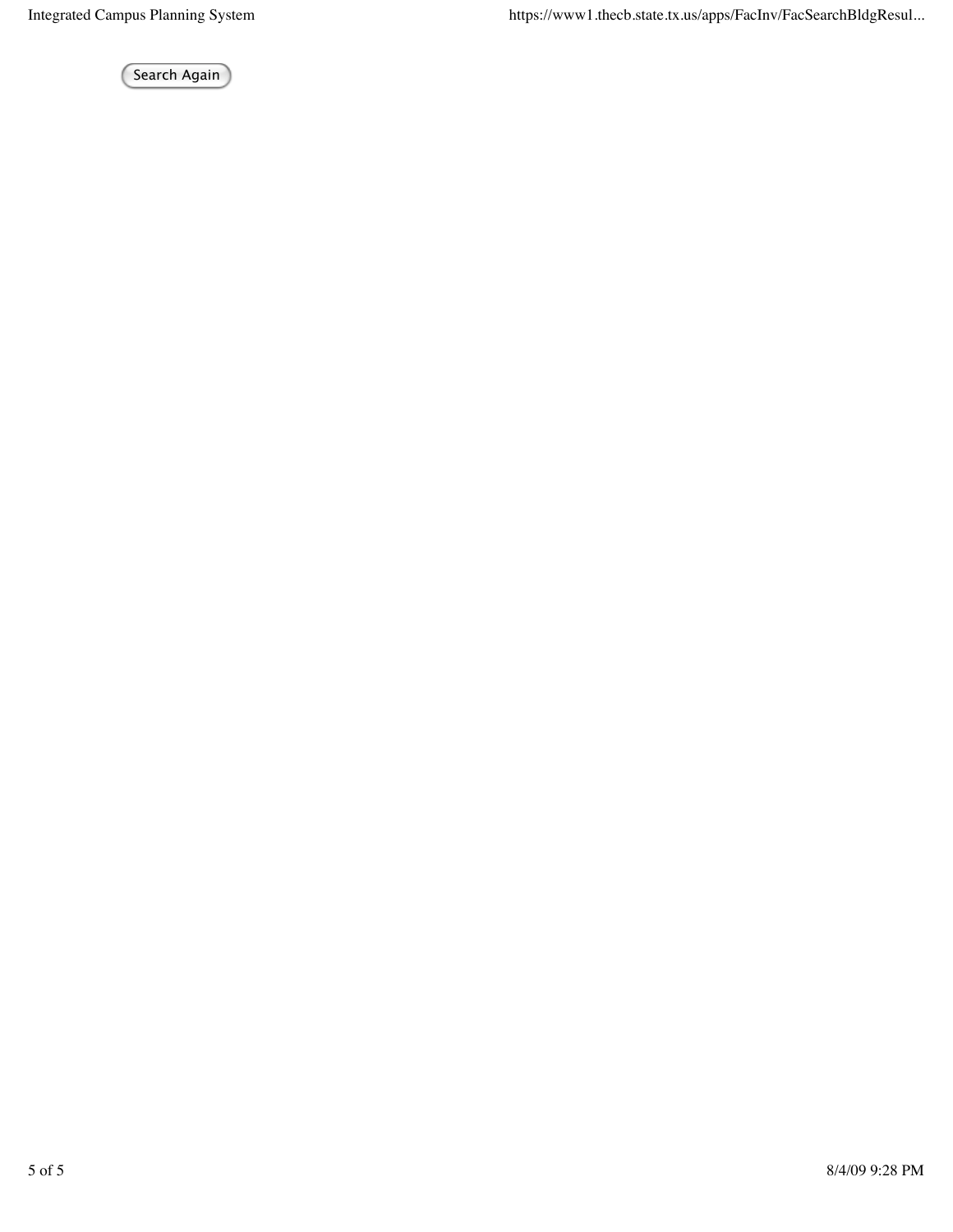Search Again